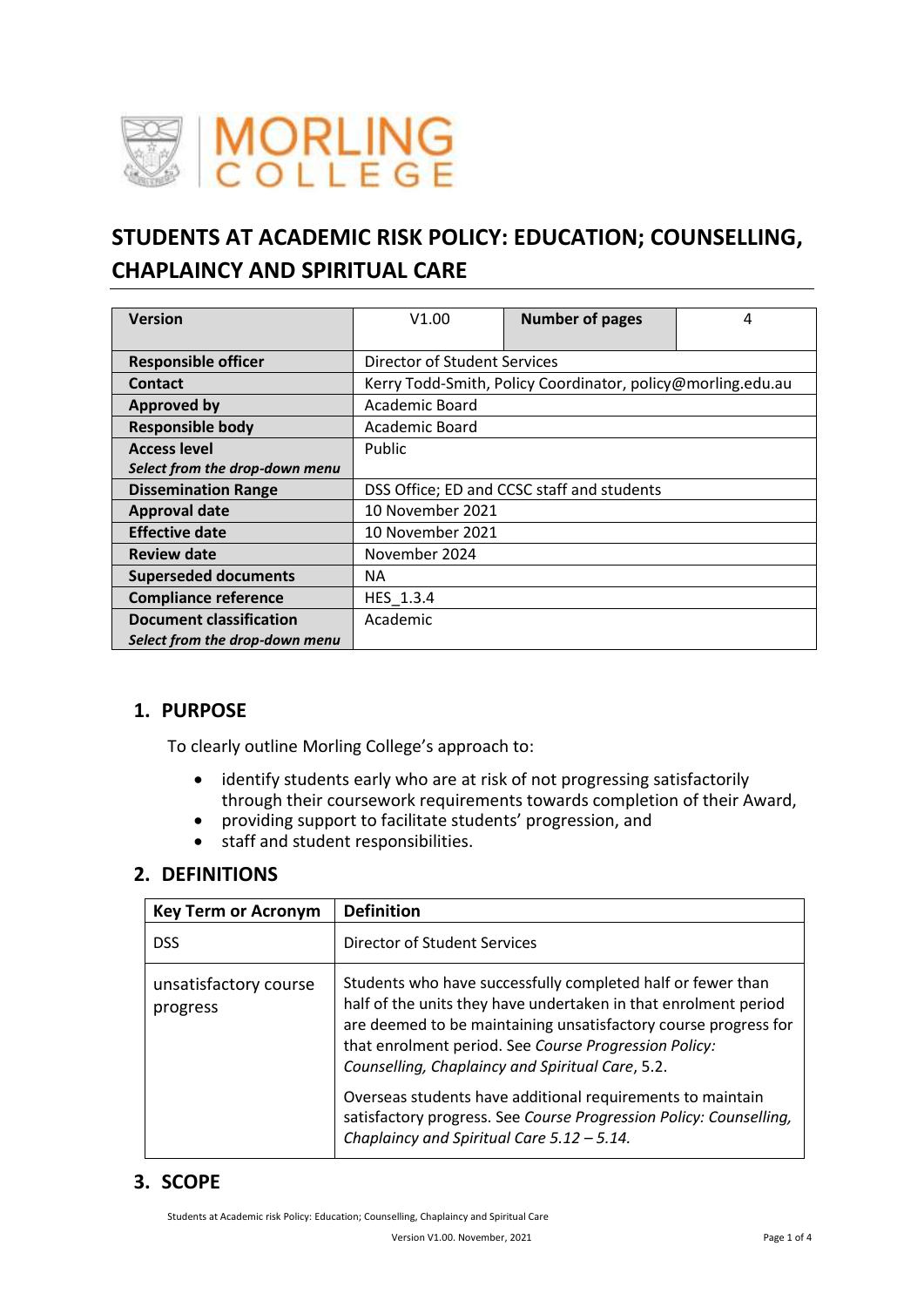# STUDENTS AT ACADEMIC RISK POLICY: EDUCATION; COUNSELLING, CHAPLAINCY AND SPIRITUAL CARE

| **Version** | V1.00 | **Number of pages** | 4 |
|---|---|---|---|
| **Responsible officer** | Director of Student Services | | |
| **Contact** | Kerry Todd-Smith, Policy Coordinator, policy@morling.edu.au | | |
| **Approved by** | Academic Board | | |
| **Responsible body** | Academic Board | | |
| **Access level** *Select from the drop-down menu* | Public | | |
| **Dissemination Range** | DSS Office; ED and CCSC staff and students | | |
| **Approval date** | 10 November 2021 | | |
| **Effective date** | 10 November 2021 | | |
| **Review date** | November 2024 | | |
| **Superseded documents** | NA | | |
| **Compliance reference** | HES_1.3.4 | | |
| **Document classification** *Select from the drop-down menu* | Academic | | |

## 1. PURPOSE

To clearly outline Morling College's approach to:

- identify students early who are at risk of not progressing satisfactorily through their coursework requirements towards completion of their Award,
- providing support to facilitate students' progression, and
- staff and student responsibilities.

## 2. DEFINITIONS

| Key Term or Acronym | Definition |
|---|---|
| DSS | Director of Student Services |
| unsatisfactory course progress | Students who have successfully completed half or fewer than half of the units they have undertaken in that enrolment period are deemed to be maintaining unsatisfactory course progress for that enrolment period. See *Course Progression Policy: Counselling, Chaplaincy and Spiritual Care*, 5.2. Overseas students have additional requirements to maintain satisfactory progress. See *Course Progression Policy: Counselling, Chaplaincy and Spiritual Care 5.12 – 5.14.* |

## 3. SCOPE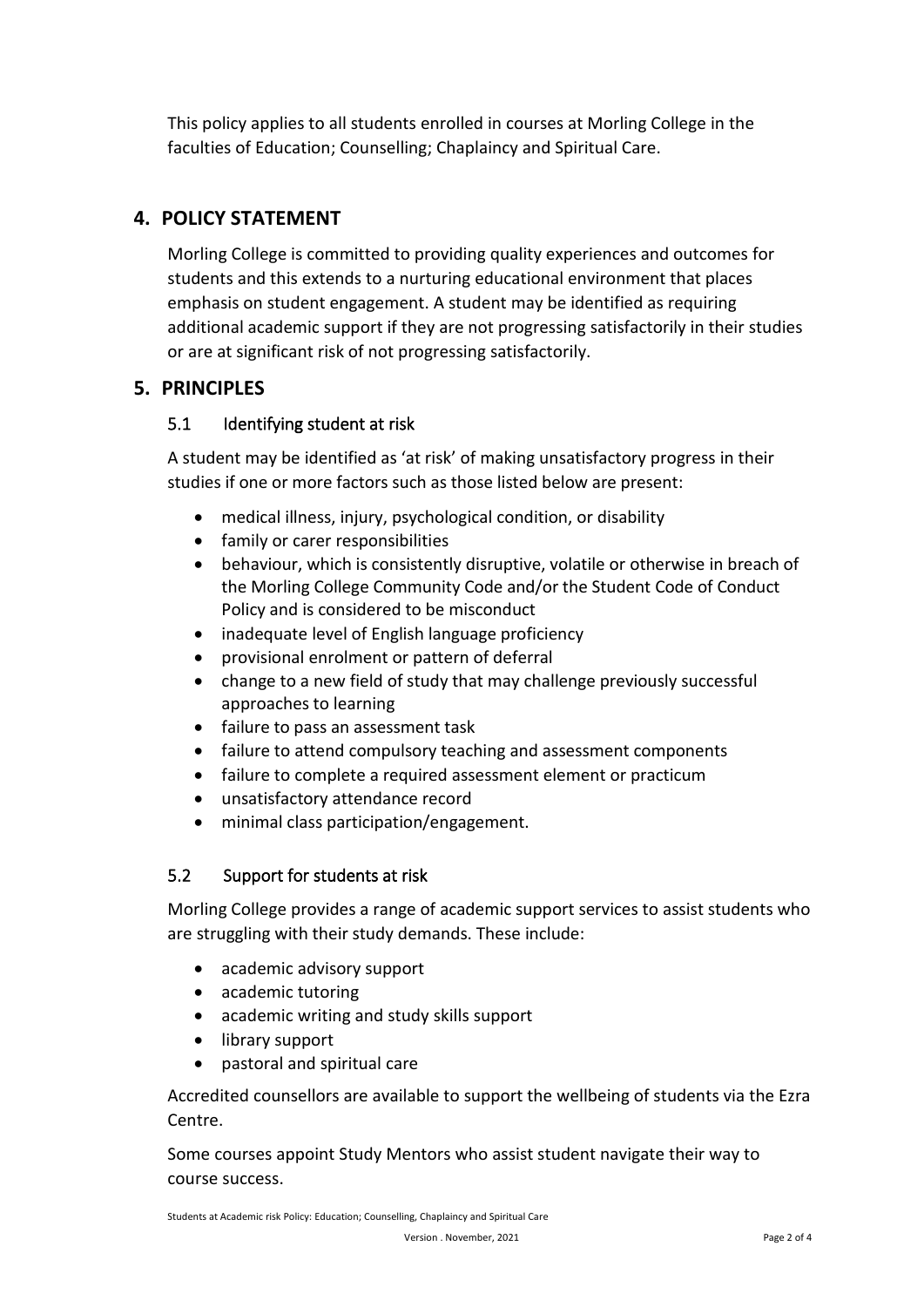This policy applies to all students enrolled in courses at Morling College in the faculties of Education; Counselling; Chaplaincy and Spiritual Care.

## 4. POLICY STATEMENT

Morling College is committed to providing quality experiences and outcomes for students and this extends to a nurturing educational environment that places emphasis on student engagement. A student may be identified as requiring additional academic support if they are not progressing satisfactorily in their studies or are at significant risk of not progressing satisfactorily.

## 5. PRINCIPLES

### 5.1 Identifying student at risk

A student may be identified as 'at risk' of making unsatisfactory progress in their studies if one or more factors such as those listed below are present:

- medical illness, injury, psychological condition, or disability
- family or carer responsibilities
- behaviour, which is consistently disruptive, volatile or otherwise in breach of the Morling College Community Code and/or the Student Code of Conduct Policy and is considered to be misconduct
- inadequate level of English language proficiency
- provisional enrolment or pattern of deferral
- change to a new field of study that may challenge previously successful approaches to learning
- failure to pass an assessment task
- failure to attend compulsory teaching and assessment components
- failure to complete a required assessment element or practicum
- unsatisfactory attendance record
- minimal class participation/engagement.

### 5.2 Support for students at risk

Morling College provides a range of academic support services to assist students who are struggling with their study demands. These include:

- academic advisory support
- academic tutoring
- academic writing and study skills support
- library support
- pastoral and spiritual care

Accredited counsellors are available to support the wellbeing of students via the Ezra Centre.

Some courses appoint Study Mentors who assist student navigate their way to course success.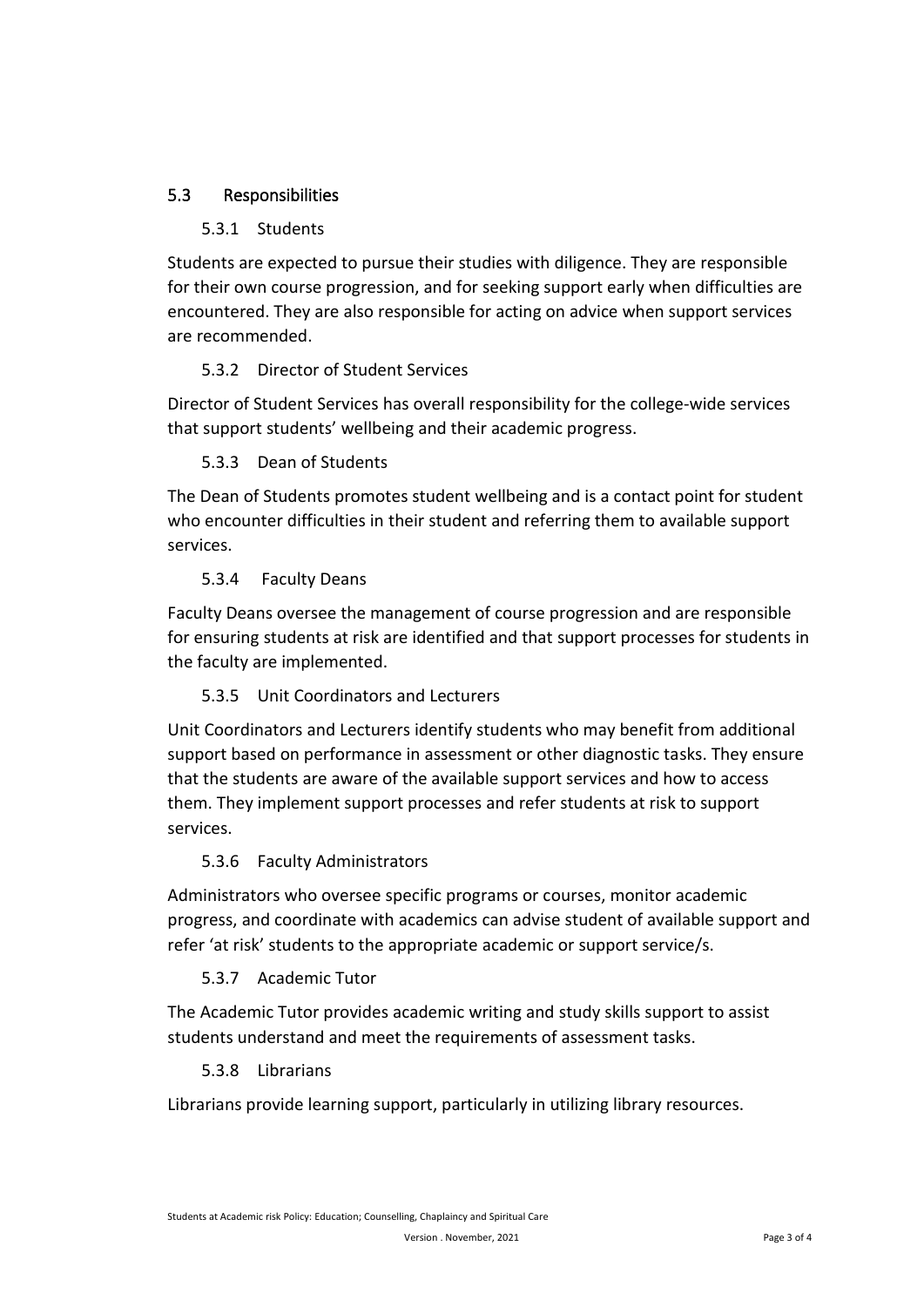## 5.3 Responsibilities

### 5.3.1 Students

Students are expected to pursue their studies with diligence. They are responsible for their own course progression, and for seeking support early when difficulties are encountered. They are also responsible for acting on advice when support services are recommended.

### 5.3.2 Director of Student Services

Director of Student Services has overall responsibility for the college-wide services that support students' wellbeing and their academic progress.

### 5.3.3 Dean of Students

The Dean of Students promotes student wellbeing and is a contact point for student who encounter difficulties in their student and referring them to available support services.

### 5.3.4 Faculty Deans

Faculty Deans oversee the management of course progression and are responsible for ensuring students at risk are identified and that support processes for students in the faculty are implemented.

### 5.3.5 Unit Coordinators and Lecturers

Unit Coordinators and Lecturers identify students who may benefit from additional support based on performance in assessment or other diagnostic tasks. They ensure that the students are aware of the available support services and how to access them. They implement support processes and refer students at risk to support services.

### 5.3.6 Faculty Administrators

Administrators who oversee specific programs or courses, monitor academic progress, and coordinate with academics can advise student of available support and refer 'at risk' students to the appropriate academic or support service/s.

### 5.3.7 Academic Tutor

The Academic Tutor provides academic writing and study skills support to assist students understand and meet the requirements of assessment tasks.

### 5.3.8 Librarians

Librarians provide learning support, particularly in utilizing library resources.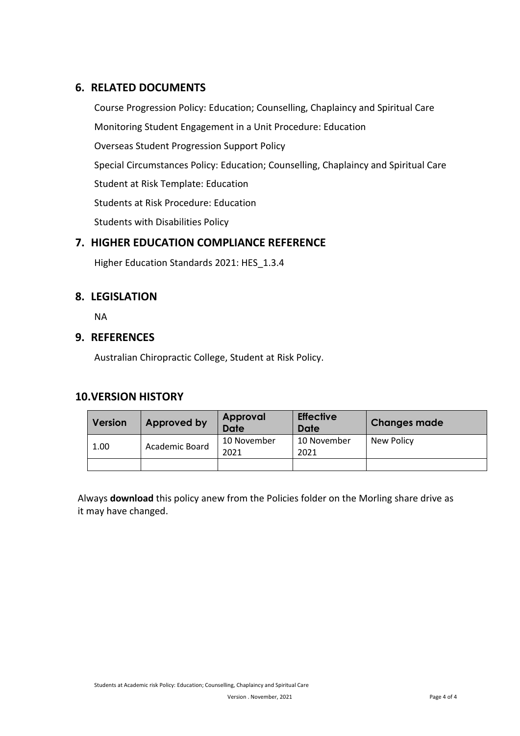## 6. RELATED DOCUMENTS

Course Progression Policy: Education; Counselling, Chaplaincy and Spiritual Care

Monitoring Student Engagement in a Unit Procedure: Education

Overseas Student Progression Support Policy

Special Circumstances Policy: Education; Counselling, Chaplaincy and Spiritual Care

Student at Risk Template: Education

Students at Risk Procedure: Education

Students with Disabilities Policy

## 7. HIGHER EDUCATION COMPLIANCE REFERENCE

Higher Education Standards 2021: HES_1.3.4

## 8. LEGISLATION

NA

## 9. REFERENCES

Australian Chiropractic College, Student at Risk Policy.

## 10. VERSION HISTORY

| Version | Approved by | Approval Date | Effective Date | Changes made |
|---|---|---|---|---|
| 1.00 | Academic Board | 10 November 2021 | 10 November 2021 | New Policy |
| | | | | |

Always **download** this policy anew from the Policies folder on the Morling share drive as it may have changed.